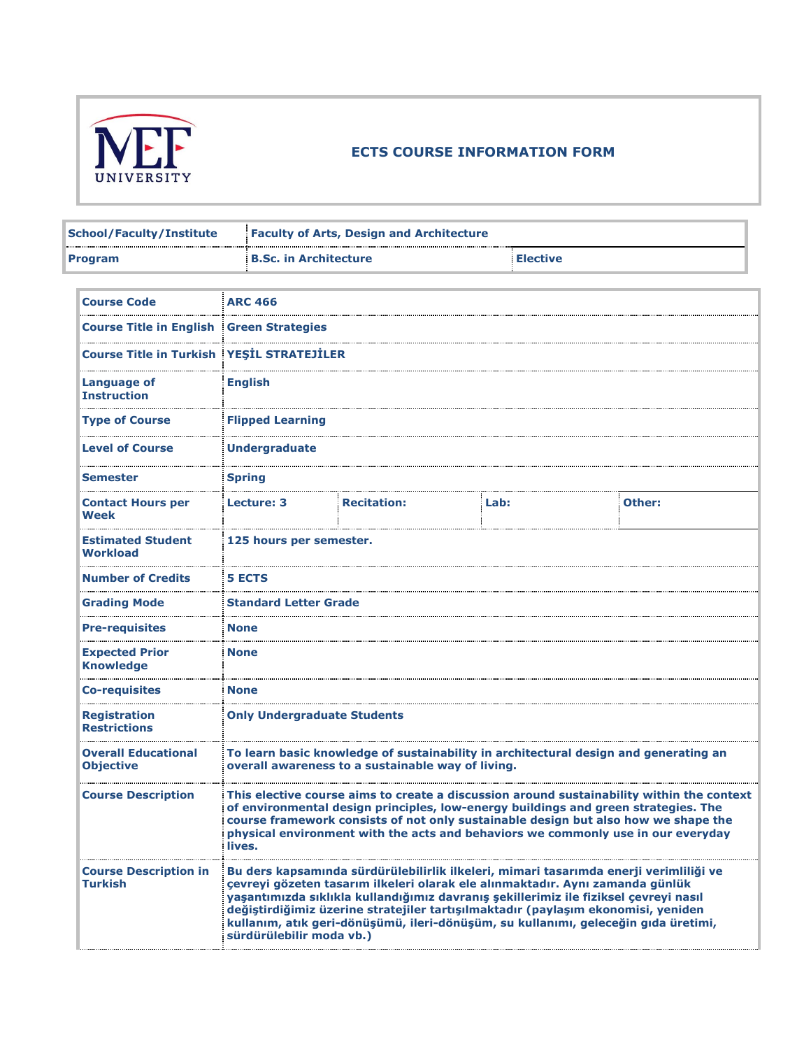# ECTS COURSE INFORMATION FORM

| School/Faculty/Institute | Faculty of Arts, Design and Architecture | |
|---|---|---|
| Program | B.Sc. in Architecture | Elective |

| Course Code | ARC 466 | | | |
|---|---|---|---|---|
| Course Title in English | Green Strategies | | | |
| Course Title in Turkish | YEŞİL STRATEJİLER | | | |
| Language of Instruction | English | | | |
| Type of Course | Flipped Learning | | | |
| Level of Course | Undergraduate | | | |
| Semester | Spring | | | |
| Contact Hours per Week | Lecture: 3 | Recitation: | Lab: | Other: |
| Estimated Student Workload | 125 hours per semester. | | | |
| Number of Credits | 5 ECTS | | | |
| Grading Mode | Standard Letter Grade | | | |
| Pre-requisites | None | | | |
| Expected Prior Knowledge | None | | | |
| Co-requisites | None | | | |
| Registration Restrictions | Only Undergraduate Students | | | |
| Overall Educational Objective | To learn basic knowledge of sustainability in architectural design and generating an overall awareness to a sustainable way of living. | | | |
| Course Description | This elective course aims to create a discussion around sustainability within the context of environmental design principles, low-energy buildings and green strategies. The course framework consists of not only sustainable design but also how we shape the physical environment with the acts and behaviors we commonly use in our everyday lives. | | | |
| Course Description in Turkish | Bu ders kapsamında sürdürülebilirlik ilkeleri, mimari tasarımda enerji verimliliği ve çevreyi gözeten tasarım ilkeleri olarak ele alınmaktadır. Aynı zamanda günlük yaşantımızda sıklıkla kullandığımız davranış şekillerimiz ile fiziksel çevreyi nasıl değiştirdiğimiz üzerine stratejiler tartışılmaktadır (paylaşım ekonomisi, yeniden kullanım, atık geri-dönüşümü, ileri-dönüşüm, su kullanımı, geleceğin gıda üretimi, sürdürülebilir moda vb.) | | | |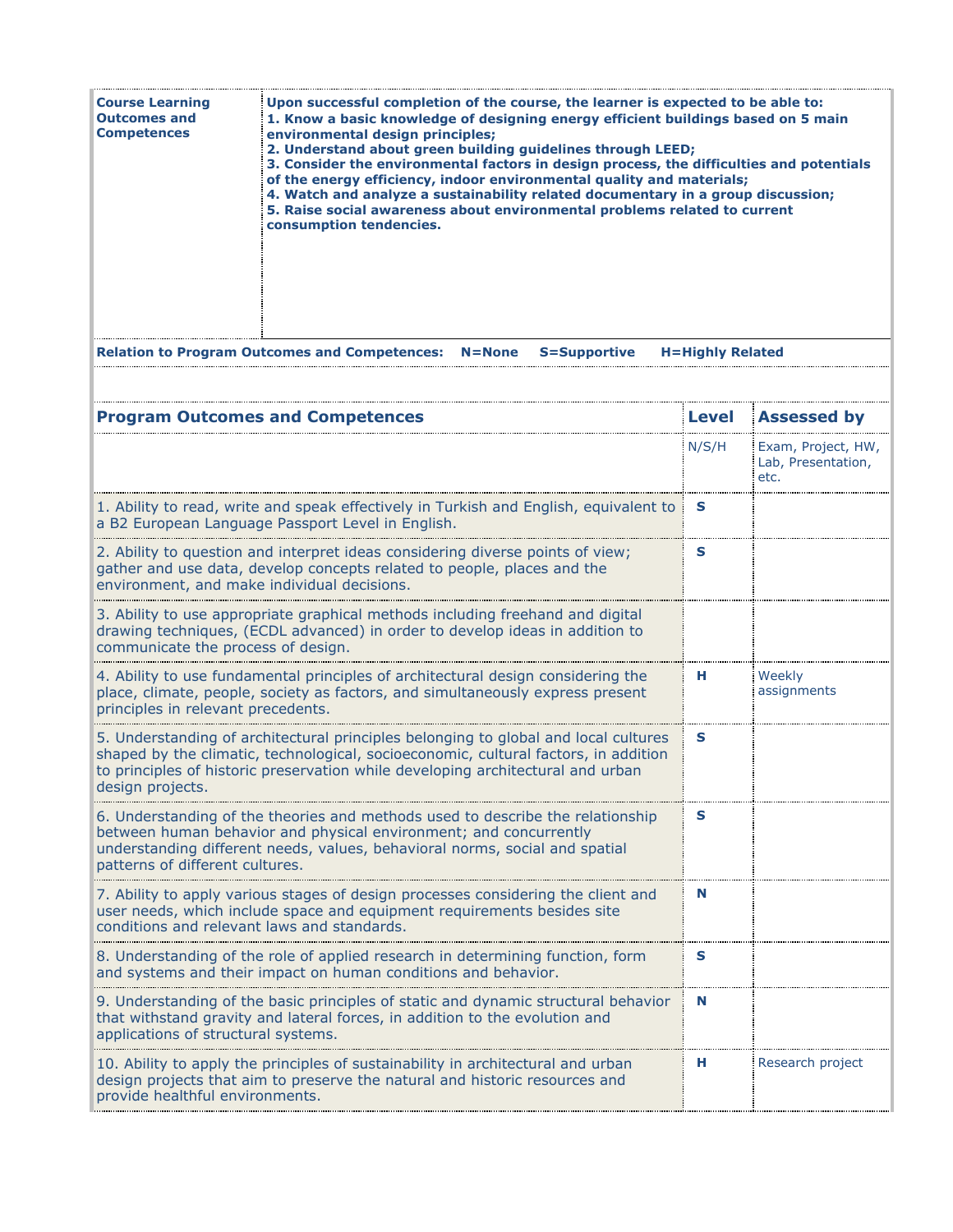| **Course Learning Outcomes and Competences** | **Upon successful completion of the course, the learner is expected to be able to:**<br>**1. Know a basic knowledge of designing energy efficient buildings based on 5 main environmental design principles;**<br>**2. Understand about green building guidelines through LEED;**<br>**3. Consider the environmental factors in design process, the difficulties and potentials of the energy efficiency, indoor environmental quality and materials;**<br>**4. Watch and analyze a sustainability related documentary in a group discussion;**<br>**5. Raise social awareness about environmental problems related to current consumption tendencies.** |
|---|---|

**Relation to Program Outcomes and Competences: N=None S=Supportive H=Highly Related**

| **Program Outcomes and Competences** | **Level** | **Assessed by** |
|---|---|---|
| | N/S/H | Exam, Project, HW, Lab, Presentation, etc. |
| 1. Ability to read, write and speak effectively in Turkish and English, equivalent to a B2 European Language Passport Level in English. | **S** | |
| 2. Ability to question and interpret ideas considering diverse points of view; gather and use data, develop concepts related to people, places and the environment, and make individual decisions. | **S** | |
| 3. Ability to use appropriate graphical methods including freehand and digital drawing techniques, (ECDL advanced) in order to develop ideas in addition to communicate the process of design. | | |
| 4. Ability to use fundamental principles of architectural design considering the place, climate, people, society as factors, and simultaneously express present principles in relevant precedents. | **H** | Weekly assignments |
| 5. Understanding of architectural principles belonging to global and local cultures shaped by the climatic, technological, socioeconomic, cultural factors, in addition to principles of historic preservation while developing architectural and urban design projects. | **S** | |
| 6. Understanding of the theories and methods used to describe the relationship between human behavior and physical environment; and concurrently understanding different needs, values, behavioral norms, social and spatial patterns of different cultures. | **S** | |
| 7. Ability to apply various stages of design processes considering the client and user needs, which include space and equipment requirements besides site conditions and relevant laws and standards. | **N** | |
| 8. Understanding of the role of applied research in determining function, form and systems and their impact on human conditions and behavior. | **S** | |
| 9. Understanding of the basic principles of static and dynamic structural behavior that withstand gravity and lateral forces, in addition to the evolution and applications of structural systems. | **N** | |
| 10. Ability to apply the principles of sustainability in architectural and urban design projects that aim to preserve the natural and historic resources and provide healthful environments. | **H** | Research project |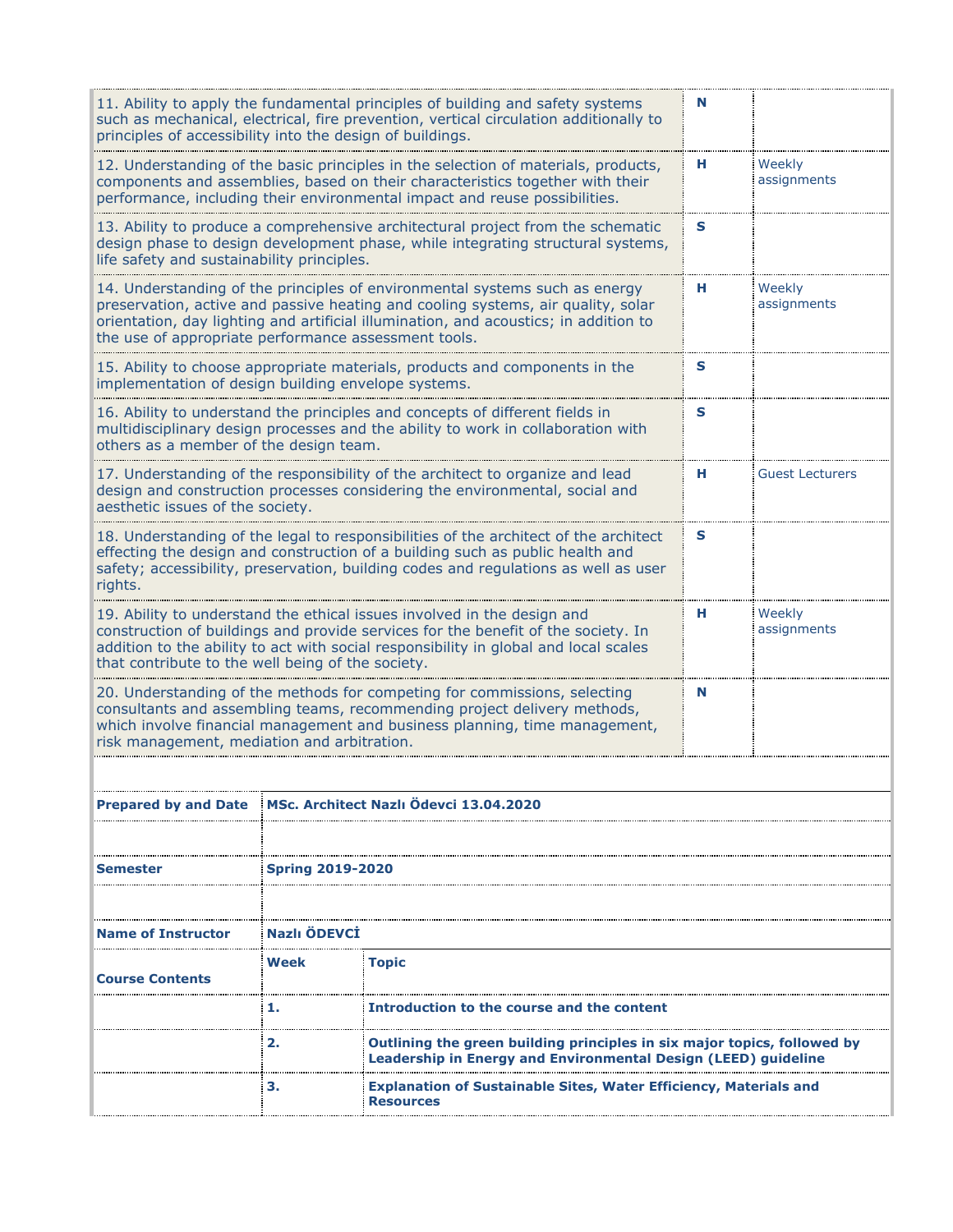| | | |
|---|---|---|
| 11. Ability to apply the fundamental principles of building and safety systems such as mechanical, electrical, fire prevention, vertical circulation additionally to principles of accessibility into the design of buildings. | **N** | |
| 12. Understanding of the basic principles in the selection of materials, products, components and assemblies, based on their characteristics together with their performance, including their environmental impact and reuse possibilities. | **H** | Weekly assignments |
| 13. Ability to produce a comprehensive architectural project from the schematic design phase to design development phase, while integrating structural systems, life safety and sustainability principles. | **S** | |
| 14. Understanding of the principles of environmental systems such as energy preservation, active and passive heating and cooling systems, air quality, solar orientation, day lighting and artificial illumination, and acoustics; in addition to the use of appropriate performance assessment tools. | **H** | Weekly assignments |
| 15. Ability to choose appropriate materials, products and components in the implementation of design building envelope systems. | **S** | |
| 16. Ability to understand the principles and concepts of different fields in multidisciplinary design processes and the ability to work in collaboration with others as a member of the design team. | **S** | |
| 17. Understanding of the responsibility of the architect to organize and lead design and construction processes considering the environmental, social and aesthetic issues of the society. | **H** | Guest Lecturers |
| 18. Understanding of the legal to responsibilities of the architect of the architect effecting the design and construction of a building such as public health and safety; accessibility, preservation, building codes and regulations as well as user rights. | **S** | |
| 19. Ability to understand the ethical issues involved in the design and construction of buildings and provide services for the benefit of the society. In addition to the ability to act with social responsibility in global and local scales that contribute to the well being of the society. | **H** | Weekly assignments |
| 20. Understanding of the methods for competing for commissions, selecting consultants and assembling teams, recommending project delivery methods, which involve financial management and business planning, time management, risk management, mediation and arbitration. | **N** | |

| | | |
|---|---|---|
| **Prepared by and Date** | **MSc. Architect Nazlı Ödevci 13.04.2020** | |
| | | |
| **Semester** | **Spring 2019-2020** | |
| | | |
| **Name of Instructor** | **Nazlı ÖDEVCİ** | |
| **Course Contents** | **Week** | **Topic** |
| | **1.** | **Introduction to the course and the content** |
| | **2.** | **Outlining the green building principles in six major topics, followed by Leadership in Energy and Environmental Design (LEED) guideline** |
| | **3.** | **Explanation of Sustainable Sites, Water Efficiency, Materials and Resources** |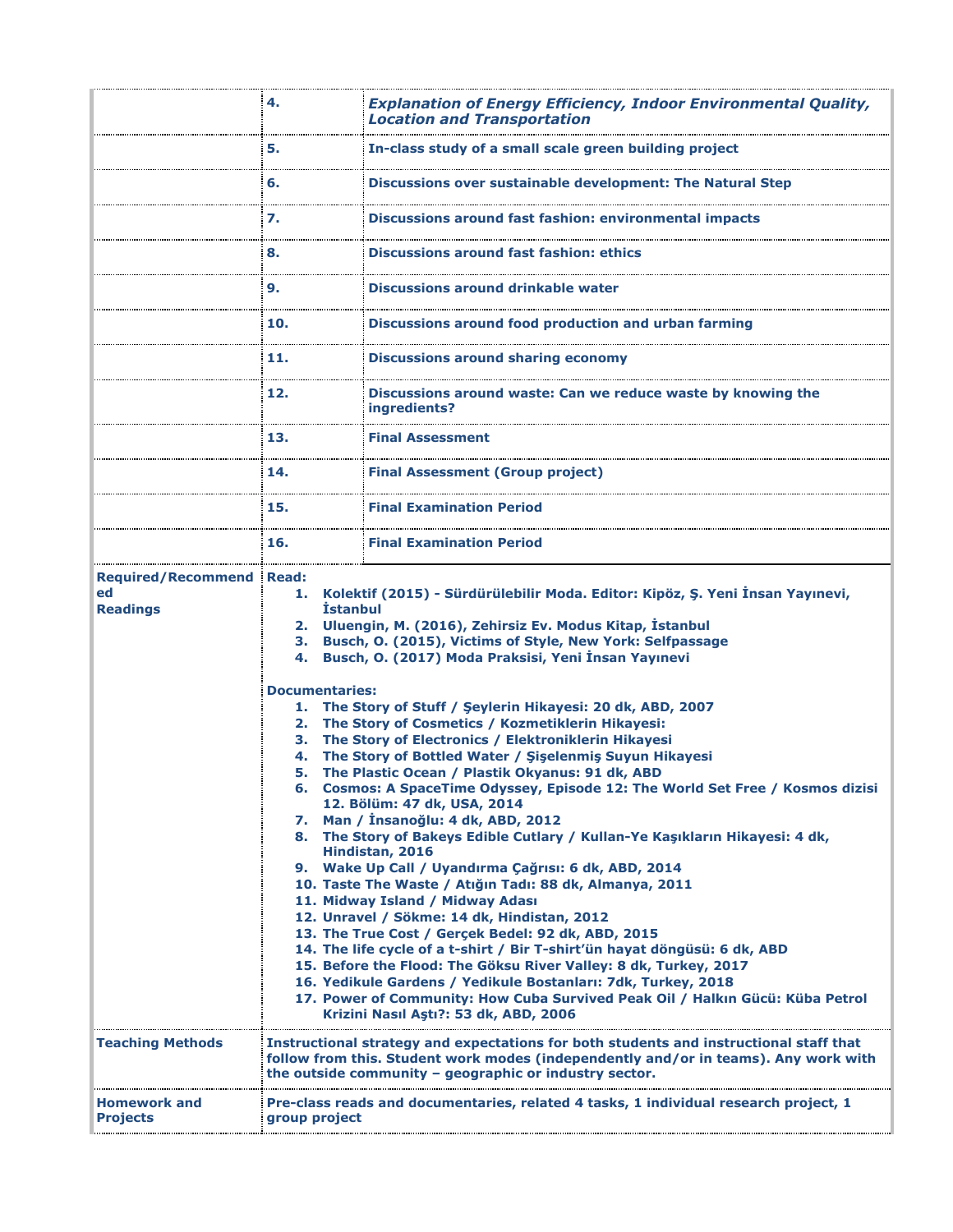| | | |
|---|---|---|
| | **4.** | ***Explanation of Energy Efficiency, Indoor Environmental Quality, Location and Transportation*** |
| | **5.** | **In-class study of a small scale green building project** |
| | **6.** | **Discussions over sustainable development: The Natural Step** |
| | **7.** | **Discussions around fast fashion: environmental impacts** |
| | **8.** | **Discussions around fast fashion: ethics** |
| | **9.** | **Discussions around drinkable water** |
| | **10.** | **Discussions around food production and urban farming** |
| | **11.** | **Discussions around sharing economy** |
| | **12.** | **Discussions around waste: Can we reduce waste by knowing the ingredients?** |
| | **13.** | **Final Assessment** |
| | **14.** | **Final Assessment (Group project)** |
| | **15.** | **Final Examination Period** |
| | **16.** | **Final Examination Period** |
| **Required/Recommended Readings** | **Read:**<br>1. **Kolektif (2015) - Sürdürülebilir Moda. Editor: Kipöz, Ş. Yeni İnsan Yayınevi, İstanbul**<br>2. **Uluengin, M. (2016), Zehirsiz Ev. Modus Kitap, İstanbul**<br>3. **Busch, O. (2015), Victims of Style, New York: Selfpassage**<br>4. **Busch, O. (2017) Moda Praksisi, Yeni İnsan Yayınevi**<br><br>**Documentaries:**<br>1. **The Story of Stuff / Şeylerin Hikayesi: 20 dk, ABD, 2007**<br>2. **The Story of Cosmetics / Kozmetiklerin Hikayesi:**<br>3. **The Story of Electronics / Elektroniklerin Hikayesi**<br>4. **The Story of Bottled Water / Şişelenmiş Suyun Hikayesi**<br>5. **The Plastic Ocean / Plastik Okyanus: 91 dk, ABD**<br>6. **Cosmos: A SpaceTime Odyssey, Episode 12: The World Set Free / Kosmos dizisi 12. Bölüm: 47 dk, USA, 2014**<br>7. **Man / İnsanoğlu: 4 dk, ABD, 2012**<br>8. **The Story of Bakeys Edible Cutlary / Kullan-Ye Kaşıkların Hikayesi: 4 dk, Hindistan, 2016**<br>9. **Wake Up Call / Uyandırma Çağrısı: 6 dk, ABD, 2014**<br>10. **Taste The Waste / Atığın Tadı: 88 dk, Almanya, 2011**<br>11. **Midway Island / Midway Adası**<br>12. **Unravel / Sökme: 14 dk, Hindistan, 2012**<br>13. **The True Cost / Gerçek Bedel: 92 dk, ABD, 2015**<br>14. **The life cycle of a t-shirt / Bir T-shirt'ün hayat döngüsü: 6 dk, ABD**<br>15. **Before the Flood: The Göksu River Valley: 8 dk, Turkey, 2017**<br>16. **Yedikule Gardens / Yedikule Bostanları: 7dk, Turkey, 2018**<br>17. **Power of Community: How Cuba Survived Peak Oil / Halkın Gücü: Küba Petrol Krizini Nasıl Aştı?: 53 dk, ABD, 2006** | |
| **Teaching Methods** | **Instructional strategy and expectations for both students and instructional staff that follow from this. Student work modes (independently and/or in teams). Any work with the outside community – geographic or industry sector.** | |
| **Homework and Projects** | **Pre-class reads and documentaries, related 4 tasks, 1 individual research project, 1 group project** | |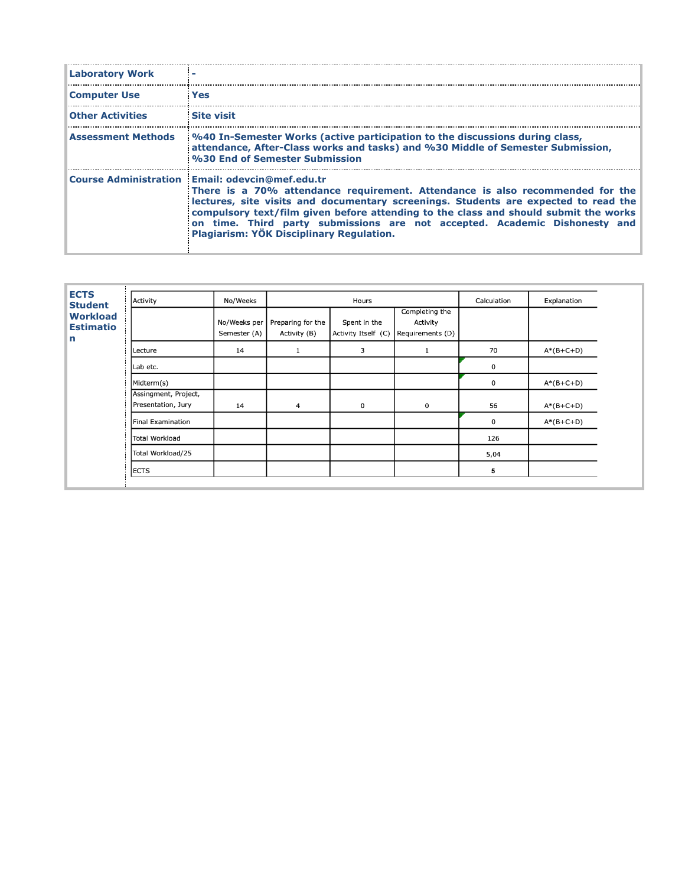| | |
|---|---|
| **Laboratory Work** | **-** |
| **Computer Use** | **Yes** |
| **Other Activities** | **Site visit** |
| **Assessment Methods** | **%40 In-Semester Works (active participation to the discussions during class, attendance, After-Class works and tasks) and %30 Middle of Semester Submission, %30 End of Semester Submission** |
| **Course Administration** | **Email: odevcin@mef.edu.tr**<br>**There is a 70% attendance requirement. Attendance is also recommended for the lectures, site visits and documentary screenings. Students are expected to read the compulsory text/film given before attending to the class and should submit the works on time. Third party submissions are not accepted. Academic Dishonesty and Plagiarism: YÖK Disciplinary Regulation.** |

**ECTS Student Workload Estimation**

| Activity | No/Weeks | Hours | | | Calculation | Explanation |
|---|---|---|---|---|---|---|
| | No/Weeks per Semester (A) | Preparing for the Activity (B) | Spent in the Activity Itself (C) | Completing the Activity Requirements (D) | | |
| Lecture | 14 | 1 | 3 | 1 | 70 | A*(B+C+D) |
| Lab etc. | | | | | 0 | |
| Midterm(s) | | | | | 0 | A*(B+C+D) |
| Assingment, Project, Presentation, Jury | 14 | 4 | 0 | 0 | 56 | A*(B+C+D) |
| Final Examination | | | | | 0 | A*(B+C+D) |
| Total Workload | | | | | 126 | |
| Total Workload/25 | | | | | 5,04 | |
| ECTS | | | | | 5 | |